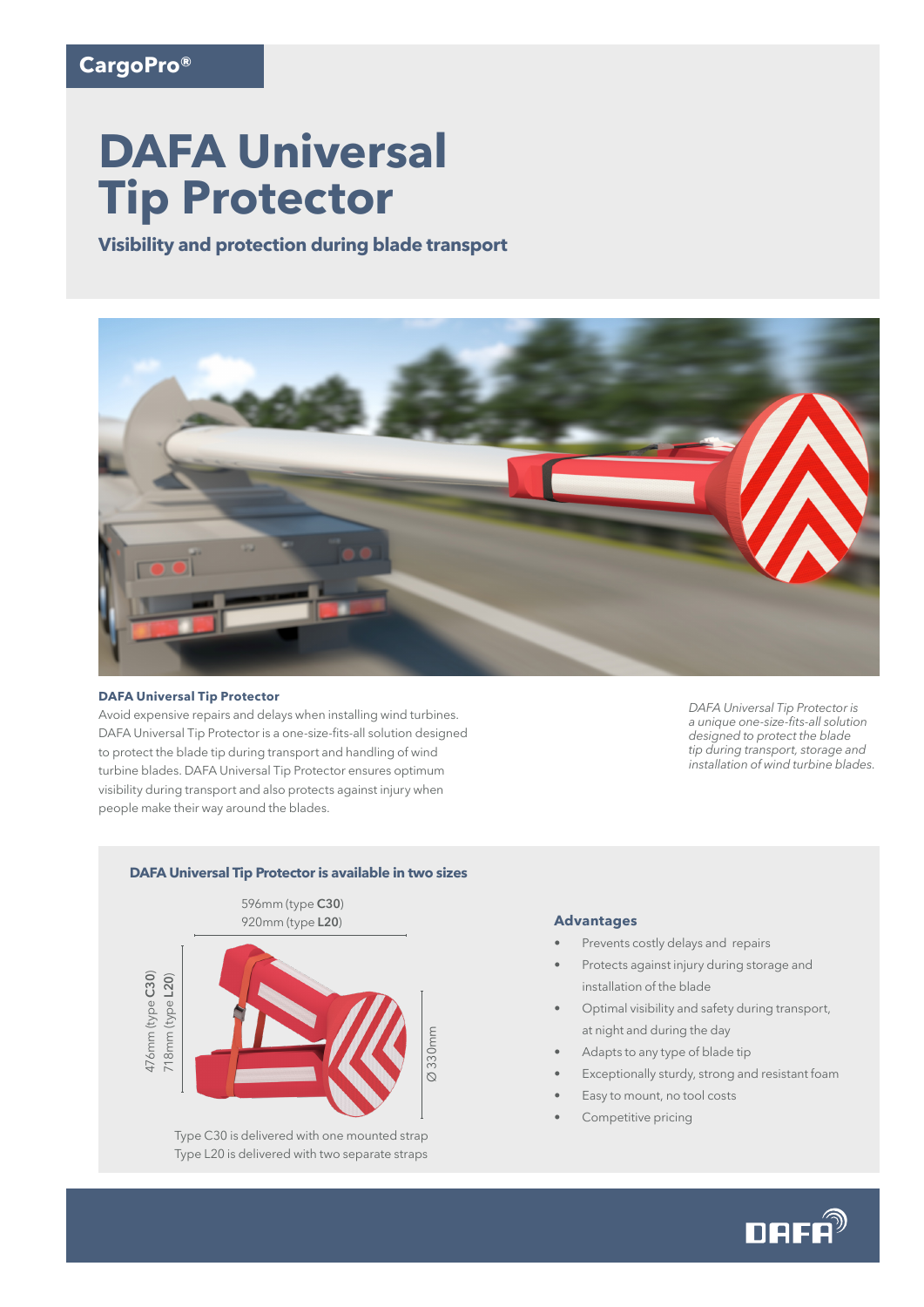CargoPro®

# DAFA Universal Tip Protector

## Visibility and protection during blade transport

### DAFA Universal Tip Protector

Avoid expensive repairs and delays when installing wind turbines. DAFA Universal Tip Protector is a one-size-fits-all solution designed to protect the blade tip during transport and handling of wind turbine blades. DAFA Universal Tip Protector ensures optimum visibility during transport and also protects against injury when people make their way around the blades.

*DAFA Universal Tip Protector is a unique one-size-fits-all solution designed to protect the blade tip during transport, storage and installation of wind turbine blades.*

### DAFA Universal Tip Protector is available in two sizes

596mm (type **C30**)
920mm (type **L20**)

476mm (type **C30**)
718mm (type **L20**)

Ø 330mm

Type C30 is delivered with one mounted strap
Type L20 is delivered with two separate straps

### Advantages

- Prevents costly delays and repairs
- Protects against injury during storage and installation of the blade
- Optimal visibility and safety during transport, at night and during the day
- Adapts to any type of blade tip
- Exceptionally sturdy, strong and resistant foam
- Easy to mount, no tool costs
- Competitive pricing

DAFA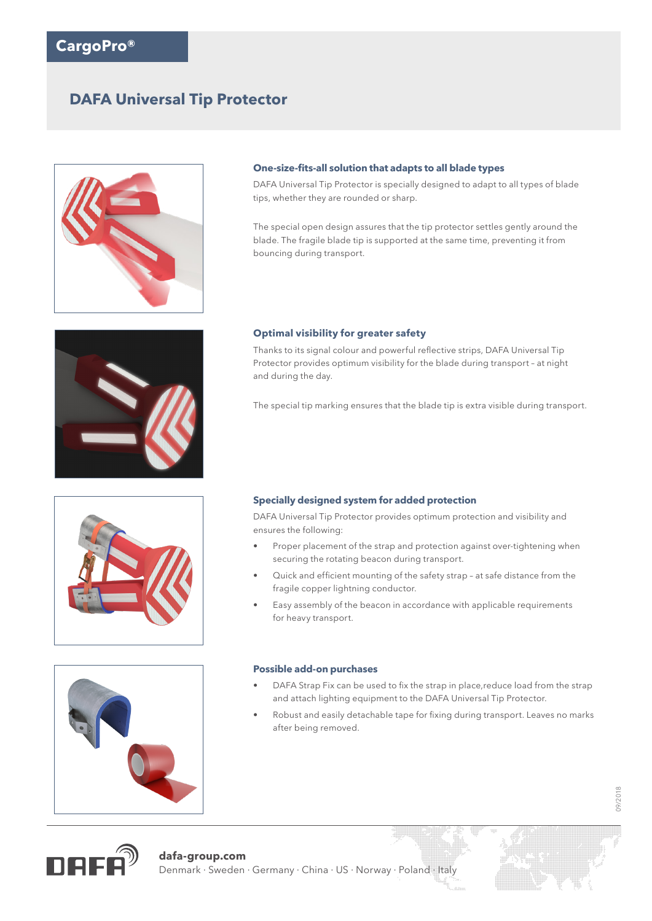**CargoPro®**

# DAFA Universal Tip Protector

### One-size-fits-all solution that adapts to all blade types

DAFA Universal Tip Protector is specially designed to adapt to all types of blade tips, whether they are rounded or sharp.

The special open design assures that the tip protector settles gently around the blade. The fragile blade tip is supported at the same time, preventing it from bouncing during transport.

### Optimal visibility for greater safety

Thanks to its signal colour and powerful reflective strips, DAFA Universal Tip Protector provides optimum visibility for the blade during transport – at night and during the day.

The special tip marking ensures that the blade tip is extra visible during transport.

### Specially designed system for added protection

DAFA Universal Tip Protector provides optimum protection and visibility and ensures the following:

- Proper placement of the strap and protection against over-tightening when securing the rotating beacon during transport.
- Quick and efficient mounting of the safety strap – at safe distance from the fragile copper lightning conductor.
- Easy assembly of the beacon in accordance with applicable requirements for heavy transport.

### Possible add-on purchases

- DAFA Strap Fix can be used to fix the strap in place,reduce load from the strap and attach lighting equipment to the DAFA Universal Tip Protector.
- Robust and easily detachable tape for fixing during transport. Leaves no marks after being removed.

09/2018

**dafa-group.com**
Denmark · Sweden · Germany · China · US · Norway · Poland · Italy